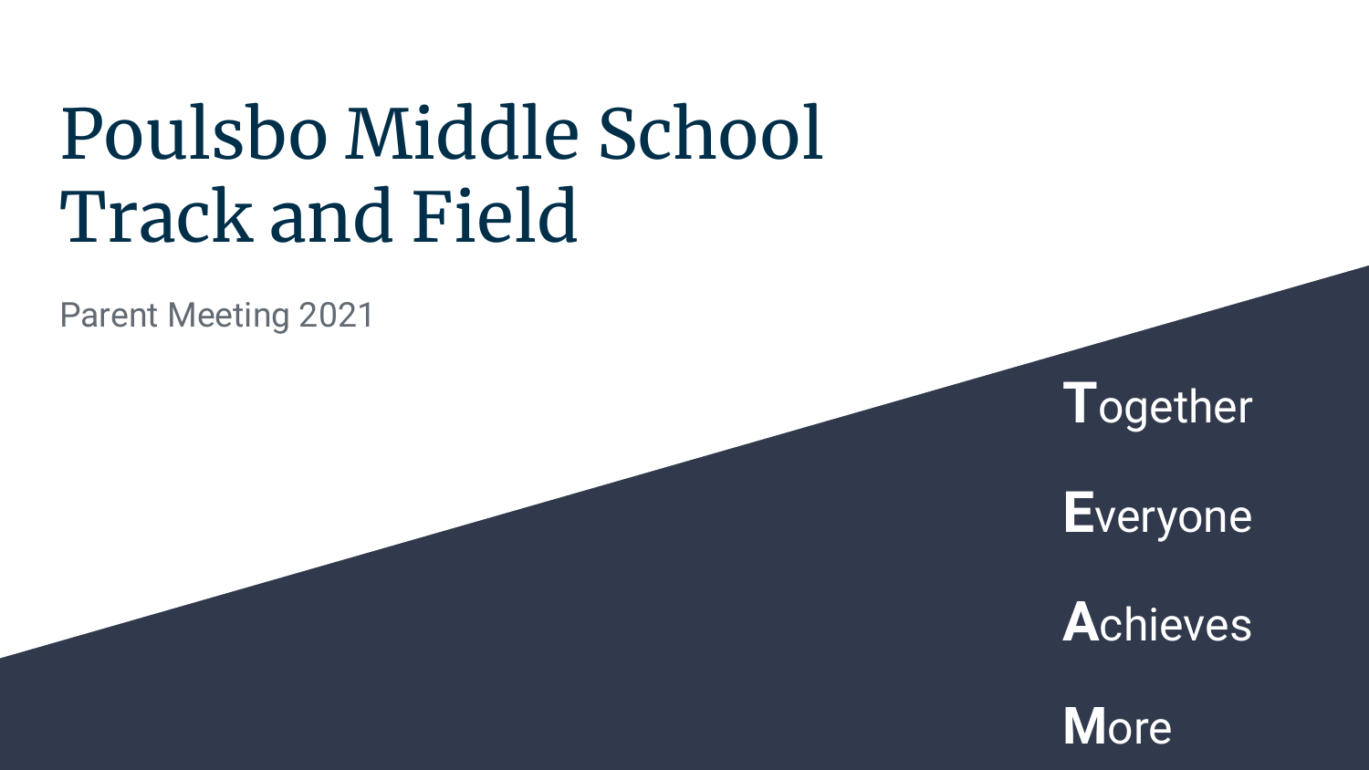# Poulsbo Middle School Track and Field

Parent Meeting 2021

**T**ogether

**E**veryone

**A**chieves

**M**ore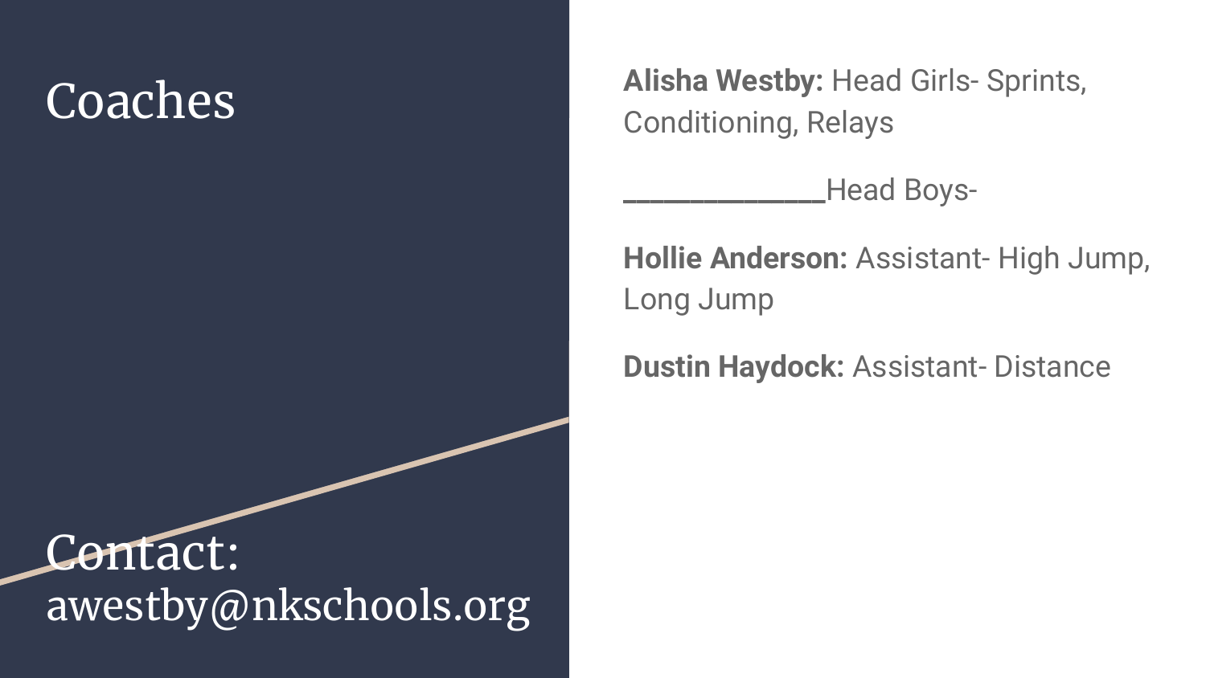# Coaches

**Alisha Westby:** Head Girls- Sprints, Conditioning, Relays

_____________Head Boys-

**Hollie Anderson:** Assistant- High Jump, Long Jump

**Dustin Haydock:** Assistant- Distance

## Contact:

awestby@nkschools.org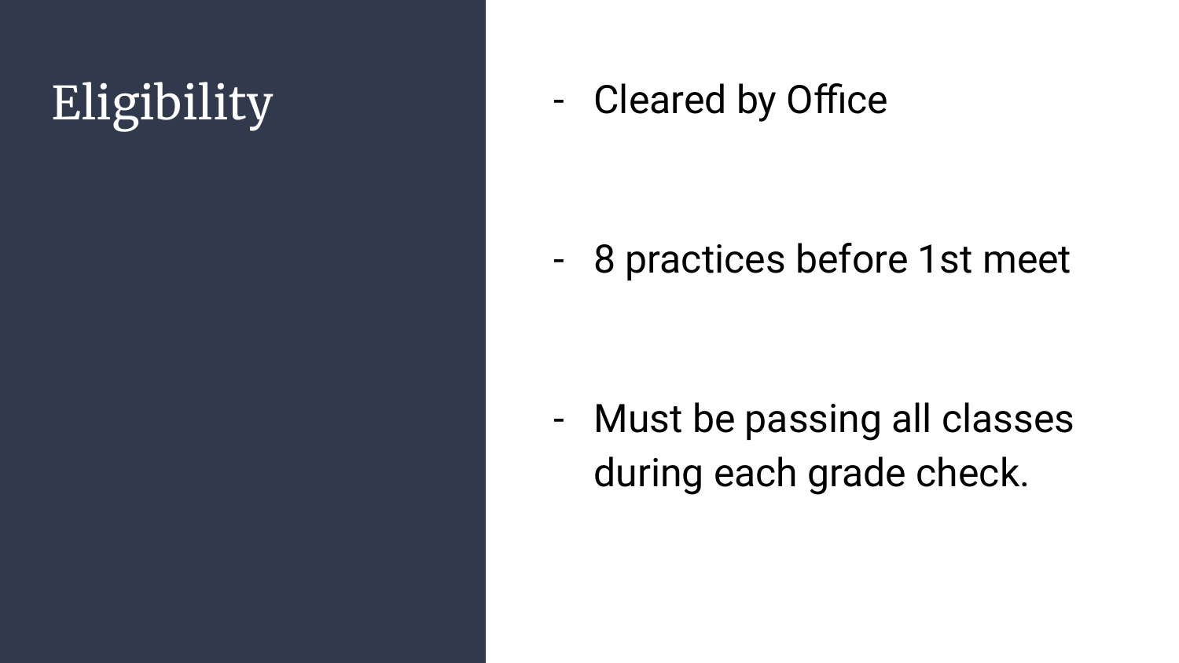# Eligibility

- Cleared by Office
- 8 practices before 1st meet
- Must be passing all classes during each grade check.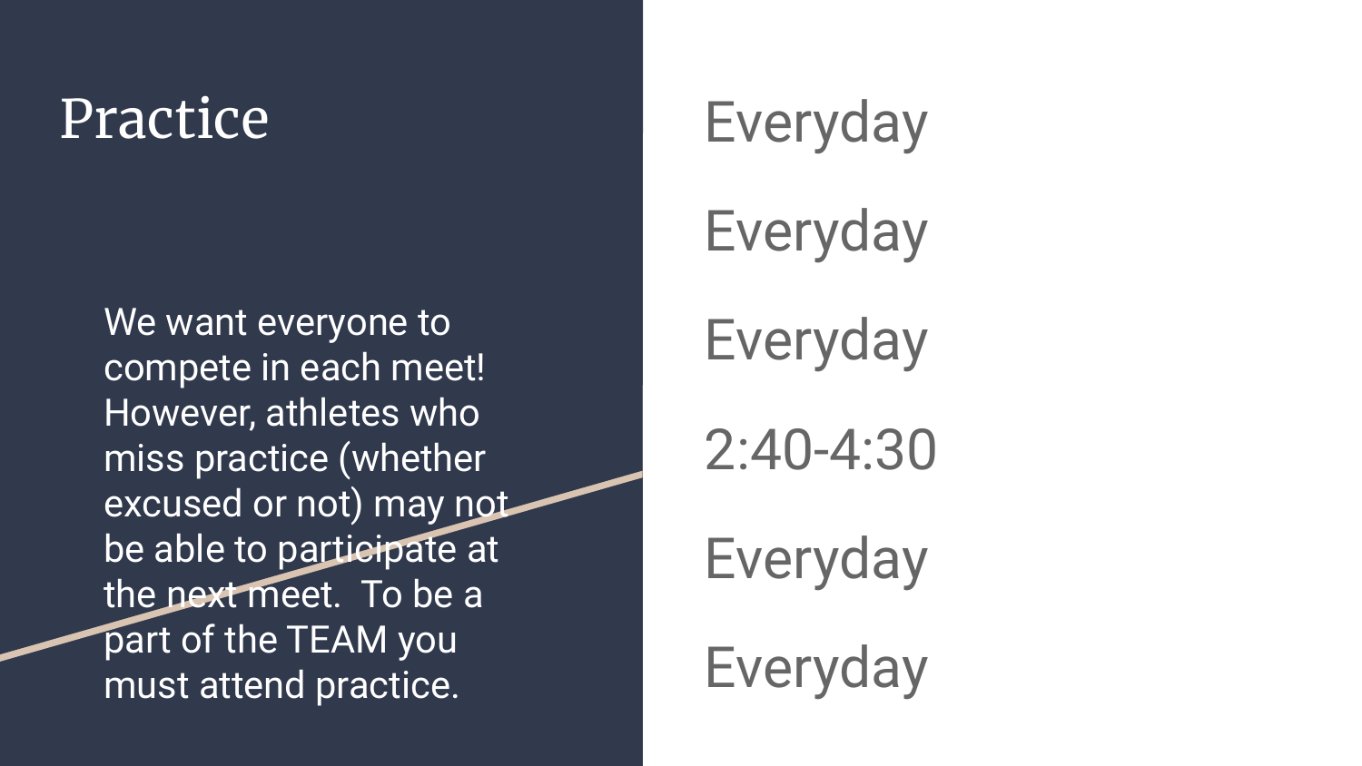# Practice

We want everyone to compete in each meet! However, athletes who miss practice (whether excused or not) may not be able to participate at the next meet. To be a part of the TEAM you must attend practice.

Everyday

Everyday

Everyday

2:40-4:30

Everyday

Everyday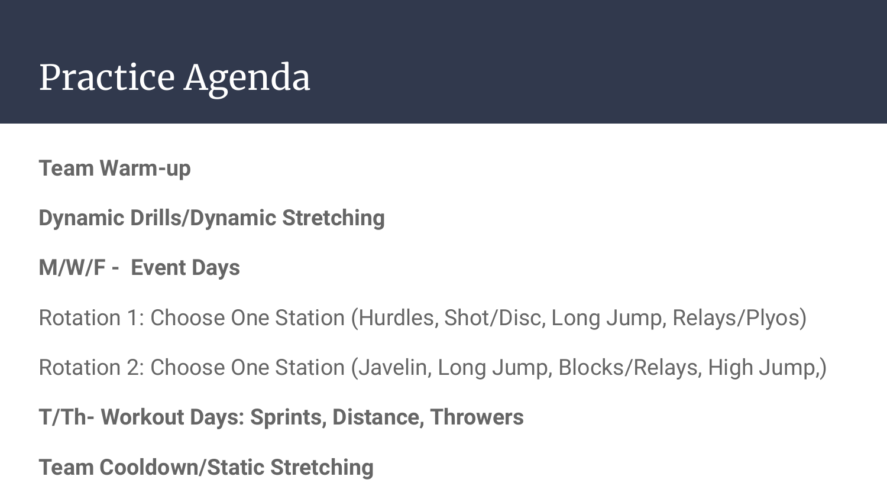# Practice Agenda

**Team Warm-up**

**Dynamic Drills/Dynamic Stretching**

**M/W/F - Event Days**

Rotation 1: Choose One Station (Hurdles, Shot/Disc, Long Jump, Relays/Plyos)

Rotation 2: Choose One Station (Javelin, Long Jump, Blocks/Relays, High Jump,)

**T/Th- Workout Days: Sprints, Distance, Throwers**

**Team Cooldown/Static Stretching**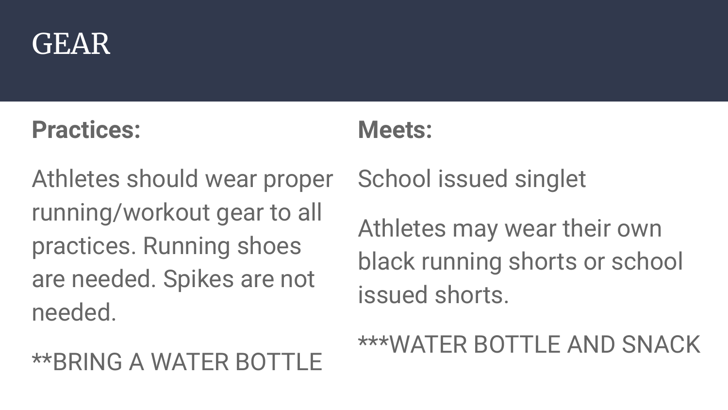# GEAR

**Practices:**

Athletes should wear proper running/workout gear to all practices. Running shoes are needed. Spikes are not needed.

**BRING A WATER BOTTLE

**Meets:**

School issued singlet

Athletes may wear their own black running shorts or school issued shorts.

***WATER BOTTLE AND SNACK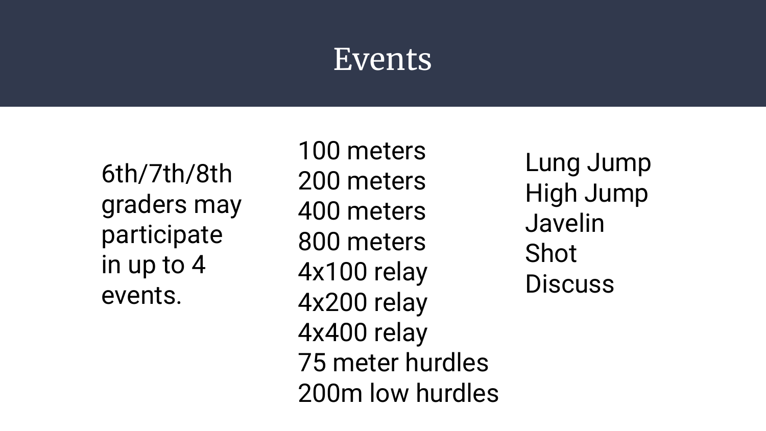# Events

6th/7th/8th graders may participate in up to 4 events.

100 meters
200 meters
400 meters
800 meters
4x100 relay
4x200 relay
4x400 relay
75 meter hurdles
200m low hurdles

Lung Jump
High Jump
Javelin
Shot
Discuss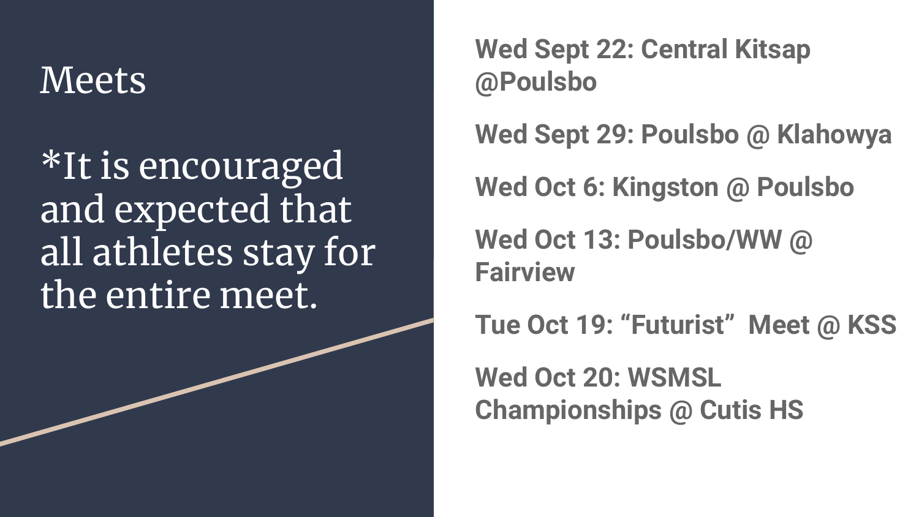# Meets

*It is encouraged and expected that all athletes stay for the entire meet.

**Wed Sept 22: Central Kitsap @Poulsbo**

**Wed Sept 29: Poulsbo @ Klahowya**

**Wed Oct 6: Kingston @ Poulsbo**

**Wed Oct 13: Poulsbo/WW @ Fairview**

**Tue Oct 19: "Futurist" Meet @ KSS**

**Wed Oct 20: WSMSL Championships @ Cutis HS**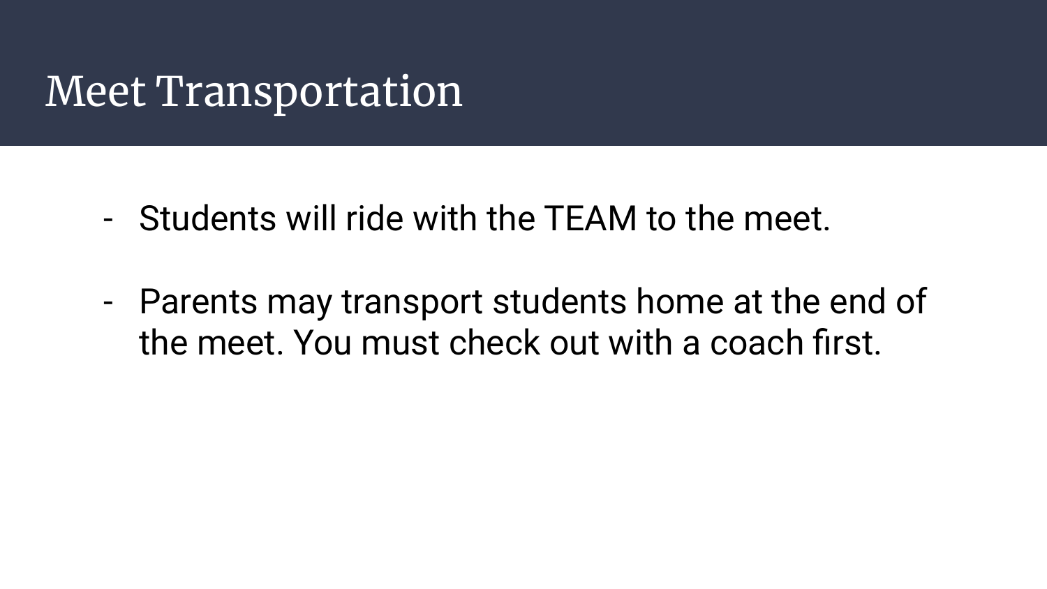# Meet Transportation

- Students will ride with the TEAM to the meet.

- Parents may transport students home at the end of the meet. You must check out with a coach first.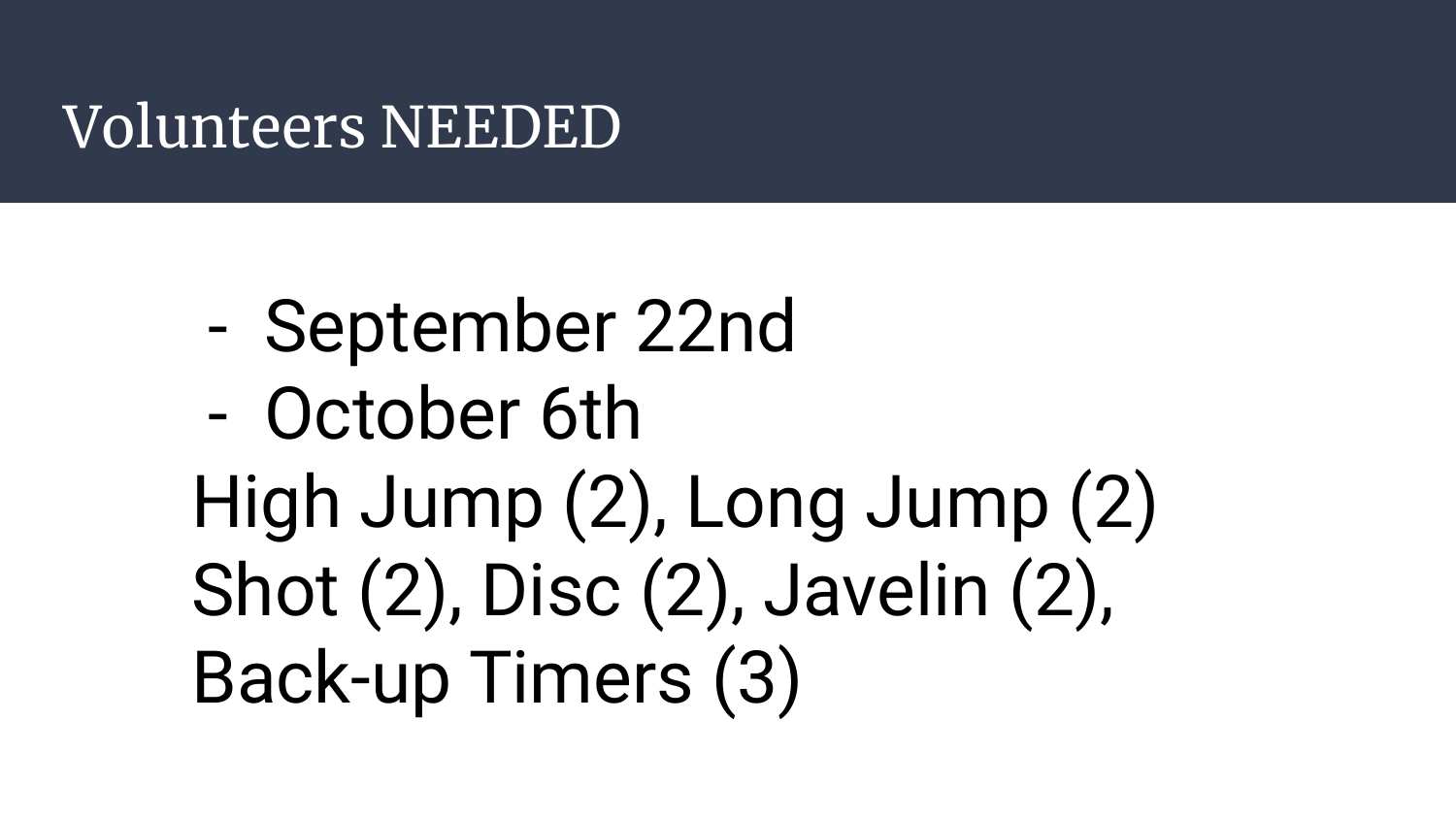# Volunteers NEEDED

- September 22nd
- October 6th

High Jump (2), Long Jump (2)
Shot (2), Disc (2), Javelin (2),
Back-up Timers (3)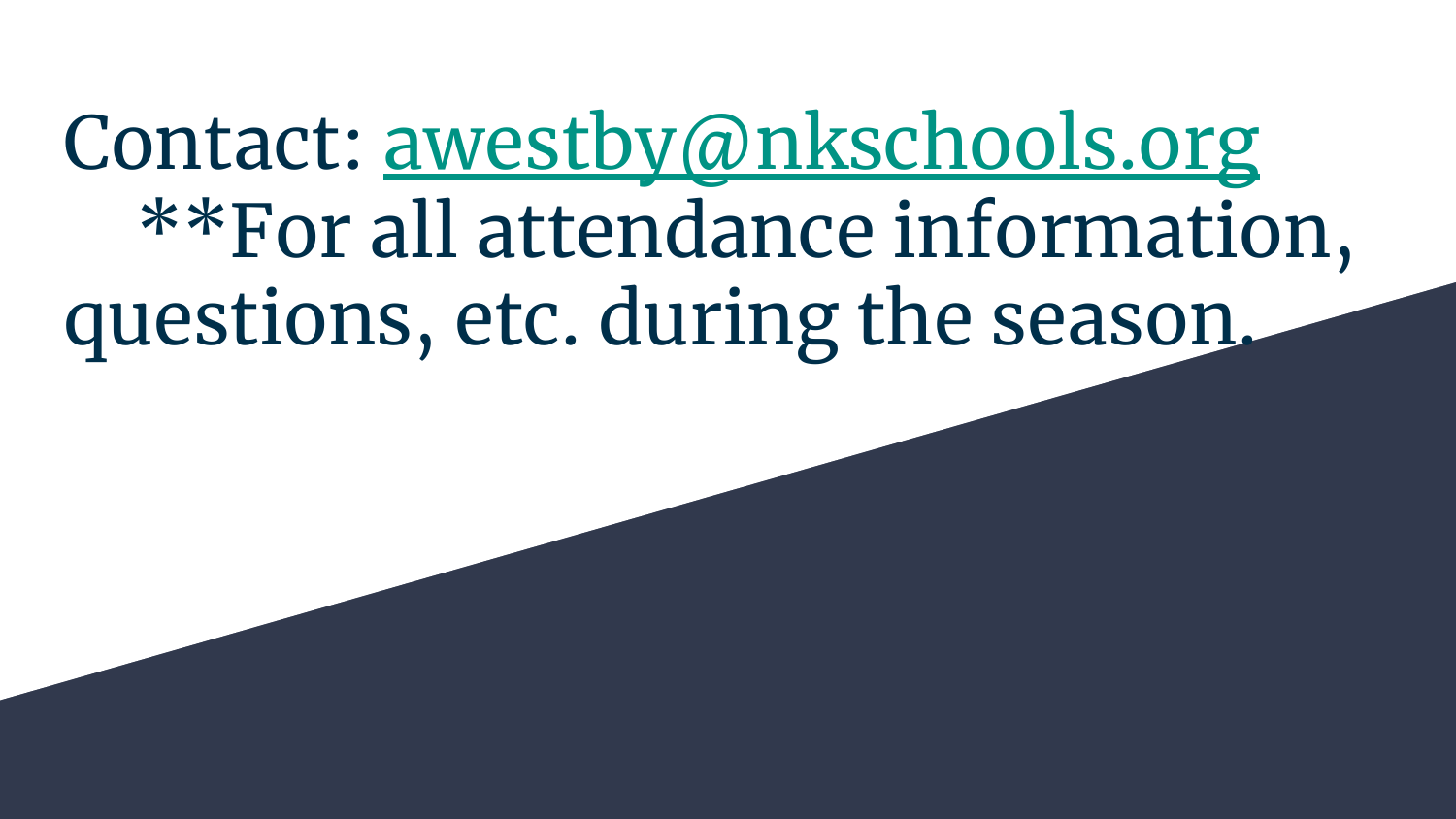Contact: [awestby@nkschools.org](mailto:awestby@nkschools.org)

**For all attendance information, questions, etc. during the season.